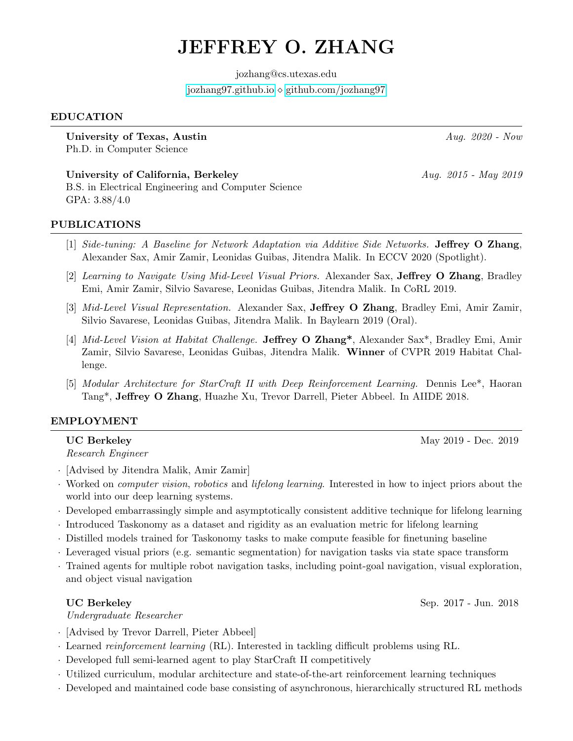# JEFFREY O. ZHANG

jozhang@cs.utexas.edu

jozhang97.github.io ⋄ github.com/jozhang97

## EDUCATION

**University of Texas, Austin** *Aug. 2020 - Now*
Ph.D. in Computer Science

**University of California, Berkeley** *Aug. 2015 - May 2019*
B.S. in Electrical Engineering and Computer Science
GPA: 3.88/4.0

## PUBLICATIONS

[1] *Side-tuning: A Baseline for Network Adaptation via Additive Side Networks.* **Jeffrey O Zhang**, Alexander Sax, Amir Zamir, Leonidas Guibas, Jitendra Malik. In ECCV 2020 (Spotlight).

[2] *Learning to Navigate Using Mid-Level Visual Priors.* Alexander Sax, **Jeffrey O Zhang**, Bradley Emi, Amir Zamir, Silvio Savarese, Leonidas Guibas, Jitendra Malik. In CoRL 2019.

[3] *Mid-Level Visual Representation.* Alexander Sax, **Jeffrey O Zhang**, Bradley Emi, Amir Zamir, Silvio Savarese, Leonidas Guibas, Jitendra Malik. In Baylearn 2019 (Oral).

[4] *Mid-Level Vision at Habitat Challenge.* **Jeffrey O Zhang***, Alexander Sax*, Bradley Emi, Amir Zamir, Silvio Savarese, Leonidas Guibas, Jitendra Malik. **Winner** of CVPR 2019 Habitat Challenge.

[5] *Modular Architecture for StarCraft II with Deep Reinforcement Learning.* Dennis Lee*, Haoran Tang*, **Jeffrey O Zhang**, Huazhe Xu, Trevor Darrell, Pieter Abbeel. In AIIDE 2018.

## EMPLOYMENT

**UC Berkeley** May 2019 - Dec. 2019
*Research Engineer*

- [Advised by Jitendra Malik, Amir Zamir]
- Worked on *computer vision*, *robotics* and *lifelong learning*. Interested in how to inject priors about the world into our deep learning systems.
- Developed embarrassingly simple and asymptotically consistent additive technique for lifelong learning
- Introduced Taskonomy as a dataset and rigidity as an evaluation metric for lifelong learning
- Distilled models trained for Taskonomy tasks to make compute feasible for finetuning baseline
- Leveraged visual priors (e.g. semantic segmentation) for navigation tasks via state space transform
- Trained agents for multiple robot navigation tasks, including point-goal navigation, visual exploration, and object visual navigation

**UC Berkeley** Sep. 2017 - Jun. 2018
*Undergraduate Researcher*

- [Advised by Trevor Darrell, Pieter Abbeel]
- Learned *reinforcement learning* (RL). Interested in tackling difficult problems using RL.
- Developed full semi-learned agent to play StarCraft II competitively
- Utilized curriculum, modular architecture and state-of-the-art reinforcement learning techniques
- Developed and maintained code base consisting of asynchronous, hierarchically structured RL methods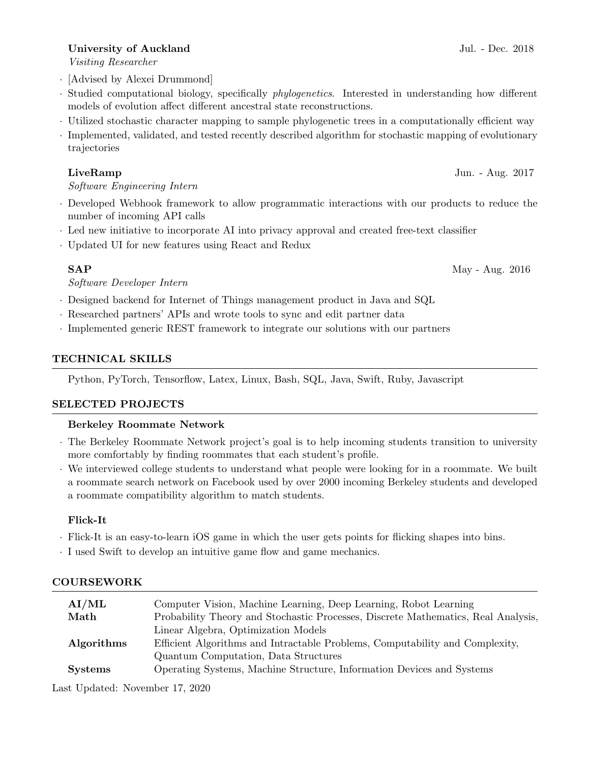**University of Auckland** Jul. - Dec. 2018
*Visiting Researcher*

- [Advised by Alexei Drummond]
- Studied computational biology, specifically *phylogenetics*. Interested in understanding how different models of evolution affect different ancestral state reconstructions.
- Utilized stochastic character mapping to sample phylogenetic trees in a computationally efficient way
- Implemented, validated, and tested recently described algorithm for stochastic mapping of evolutionary trajectories

**LiveRamp** Jun. - Aug. 2017
*Software Engineering Intern*

- Developed Webhook framework to allow programmatic interactions with our products to reduce the number of incoming API calls
- Led new initiative to incorporate AI into privacy approval and created free-text classifier
- Updated UI for new features using React and Redux

**SAP** May - Aug. 2016
*Software Developer Intern*

- Designed backend for Internet of Things management product in Java and SQL
- Researched partners' APIs and wrote tools to sync and edit partner data
- Implemented generic REST framework to integrate our solutions with our partners

## TECHNICAL SKILLS

Python, PyTorch, Tensorflow, Latex, Linux, Bash, SQL, Java, Swift, Ruby, Javascript

## SELECTED PROJECTS

**Berkeley Roommate Network**

- The Berkeley Roommate Network project's goal is to help incoming students transition to university more comfortably by finding roommates that each student's profile.
- We interviewed college students to understand what people were looking for in a roommate. We built a roommate search network on Facebook used by over 2000 incoming Berkeley students and developed a roommate compatibility algorithm to match students.

**Flick-It**

- Flick-It is an easy-to-learn iOS game in which the user gets points for flicking shapes into bins.
- I used Swift to develop an intuitive game flow and game mechanics.

## COURSEWORK

| | |
|---|---|
| **AI/ML** | Computer Vision, Machine Learning, Deep Learning, Robot Learning |
| **Math** | Probability Theory and Stochastic Processes, Discrete Mathematics, Real Analysis, Linear Algebra, Optimization Models |
| **Algorithms** | Efficient Algorithms and Intractable Problems, Computability and Complexity, Quantum Computation, Data Structures |
| **Systems** | Operating Systems, Machine Structure, Information Devices and Systems |

Last Updated: November 17, 2020